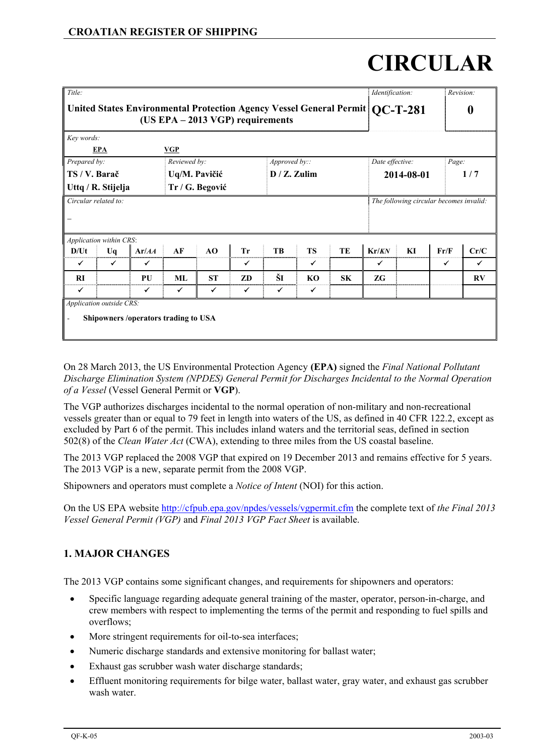**CROATIAN REGISTER OF SHIPPING**

# CIRCULAR

| *Title:* | | | *Identification:* | *Revision:* |
|---|---|---|---|---|
| **United States Environmental Protection Agency Vessel General Permit (US EPA – 2013 VGP) requirements** | | | **QC-T-281** | **0** |
| *Key words:* **EPA** **VGP** | | | | |
| *Prepared by:* | *Reviewed by:* | *Approved by::* | *Date effective:* | *Page:* |
| **TS / V. Barač** **Uttq / R. Stijelja** | **Uq/M. Pavičić** **Tr / G. Begović** | **D / Z. Zulim** | **2014-08-01** | **1 / 7** |
| *Circular related to:* – | | | *The following circular becomes invalid:* | |

*Application within CRS*:

| D/Ut | Uq | Ar/*AA* | AF | AO | Tr | TB | TS | TE | Kr/*KN* | KI | Fr/F | Cr/C |
|---|---|---|---|---|---|---|---|---|---|---|---|---|
| ✓ | ✓ | ✓ | | | ✓ | | ✓ | | ✓ | | ✓ | ✓ |
| **RI** | | **PU** | **ML** | **ST** | **ZD** | **ŠI** | **KO** | **SK** | **ZG** | | | **RV** |
| ✓ | | ✓ | ✓ | ✓ | ✓ | ✓ | ✓ | | | | | |

*Application outside CRS:*

- **Shipowners /operators trading to USA**

On 28 March 2013, the US Environmental Protection Agency **(EPA)** signed the *Final National Pollutant Discharge Elimination System (NPDES) General Permit for Discharges Incidental to the Normal Operation of a Vessel* (Vessel General Permit or **VGP**).

The VGP authorizes discharges incidental to the normal operation of non-military and non-recreational vessels greater than or equal to 79 feet in length into waters of the US, as defined in 40 CFR 122.2, except as excluded by Part 6 of the permit. This includes inland waters and the territorial seas, defined in section 502(8) of the *Clean Water Act* (CWA), extending to three miles from the US coastal baseline.

The 2013 VGP replaced the 2008 VGP that expired on 19 December 2013 and remains effective for 5 years. The 2013 VGP is a new, separate permit from the 2008 VGP.

Shipowners and operators must complete a *Notice of Intent* (NOI) for this action.

On the US EPA website http://cfpub.epa.gov/npdes/vessels/vgpermit.cfm the complete text of *the Final 2013 Vessel General Permit (VGP)* and *Final 2013 VGP Fact Sheet* is available.

## 1. MAJOR CHANGES

The 2013 VGP contains some significant changes, and requirements for shipowners and operators:

- Specific language regarding adequate general training of the master, operator, person-in-charge, and crew members with respect to implementing the terms of the permit and responding to fuel spills and overflows;
- More stringent requirements for oil-to-sea interfaces;
- Numeric discharge standards and extensive monitoring for ballast water;
- Exhaust gas scrubber wash water discharge standards;
- Effluent monitoring requirements for bilge water, ballast water, gray water, and exhaust gas scrubber wash water.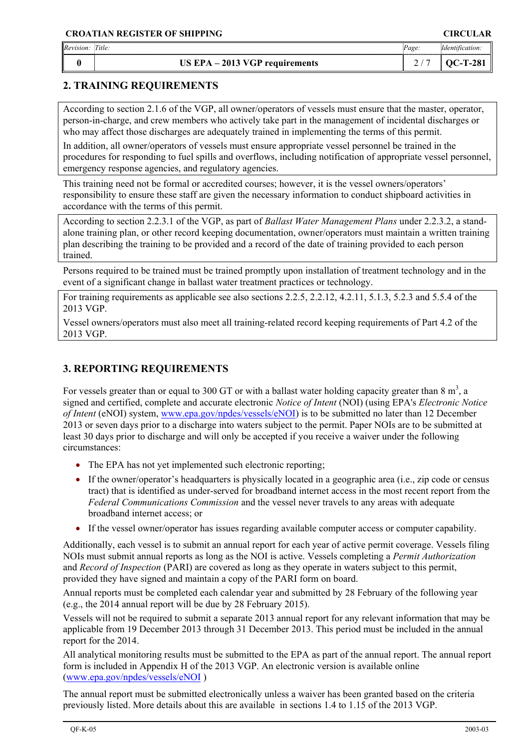## 2. TRAINING REQUIREMENTS

According to section 2.1.6 of the VGP, all owner/operators of vessels must ensure that the master, operator, person-in-charge, and crew members who actively take part in the management of incidental discharges or who may affect those discharges are adequately trained in implementing the terms of this permit.

In addition, all owner/operators of vessels must ensure appropriate vessel personnel be trained in the procedures for responding to fuel spills and overflows, including notification of appropriate vessel personnel, emergency response agencies, and regulatory agencies.

This training need not be formal or accredited courses; however, it is the vessel owners/operators' responsibility to ensure these staff are given the necessary information to conduct shipboard activities in accordance with the terms of this permit.

According to section 2.2.3.1 of the VGP, as part of *Ballast Water Management Plans* under 2.2.3.2, a stand-alone training plan, or other record keeping documentation, owner/operators must maintain a written training plan describing the training to be provided and a record of the date of training provided to each person trained.

Persons required to be trained must be trained promptly upon installation of treatment technology and in the event of a significant change in ballast water treatment practices or technology.

For training requirements as applicable see also sections 2.2.5, 2.2.12, 4.2.11, 5.1.3, 5.2.3 and 5.5.4 of the 2013 VGP.

Vessel owners/operators must also meet all training-related record keeping requirements of Part 4.2 of the 2013 VGP.

## 3. REPORTING REQUIREMENTS

For vessels greater than or equal to 300 GT or with a ballast water holding capacity greater than 8 $m^3$, a signed and certified, complete and accurate electronic *Notice of Intent* (NOI) (using EPA's *Electronic Notice of Intent* (eNOI) system, www.epa.gov/npdes/vessels/eNOI) is to be submitted no later than 12 December 2013 or seven days prior to a discharge into waters subject to the permit. Paper NOIs are to be submitted at least 30 days prior to discharge and will only be accepted if you receive a waiver under the following circumstances:

- The EPA has not yet implemented such electronic reporting;
- If the owner/operator's headquarters is physically located in a geographic area (i.e., zip code or census tract) that is identified as under-served for broadband internet access in the most recent report from the *Federal Communications Commission* and the vessel never travels to any areas with adequate broadband internet access; or
- If the vessel owner/operator has issues regarding available computer access or computer capability.

Additionally, each vessel is to submit an annual report for each year of active permit coverage. Vessels filing NOIs must submit annual reports as long as the NOI is active. Vessels completing a *Permit Authorization* and *Record of Inspection* (PARI) are covered as long as they operate in waters subject to this permit, provided they have signed and maintain a copy of the PARI form on board.

Annual reports must be completed each calendar year and submitted by 28 February of the following year (e.g., the 2014 annual report will be due by 28 February 2015).

Vessels will not be required to submit a separate 2013 annual report for any relevant information that may be applicable from 19 December 2013 through 31 December 2013. This period must be included in the annual report for the 2014.

All analytical monitoring results must be submitted to the EPA as part of the annual report. The annual report form is included in Appendix H of the 2013 VGP. An electronic version is available online (www.epa.gov/npdes/vessels/eNOI )

The annual report must be submitted electronically unless a waiver has been granted based on the criteria previously listed. More details about this are available in sections 1.4 to 1.15 of the 2013 VGP.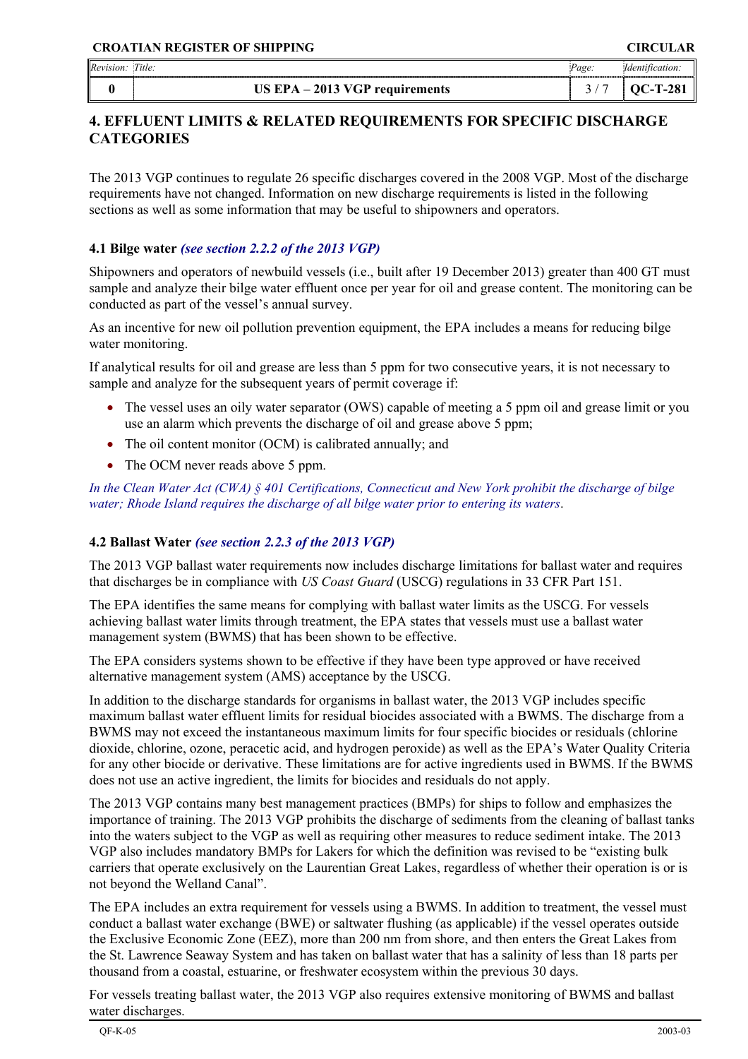# 4. EFFLUENT LIMITS & RELATED REQUIREMENTS FOR SPECIFIC DISCHARGE CATEGORIES

The 2013 VGP continues to regulate 26 specific discharges covered in the 2008 VGP. Most of the discharge requirements have not changed. Information on new discharge requirements is listed in the following sections as well as some information that may be useful to shipowners and operators.

## 4.1 Bilge water *(see section 2.2.2 of the 2013 VGP)*

Shipowners and operators of newbuild vessels (i.e., built after 19 December 2013) greater than 400 GT must sample and analyze their bilge water effluent once per year for oil and grease content. The monitoring can be conducted as part of the vessel's annual survey.

As an incentive for new oil pollution prevention equipment, the EPA includes a means for reducing bilge water monitoring.

If analytical results for oil and grease are less than 5 ppm for two consecutive years, it is not necessary to sample and analyze for the subsequent years of permit coverage if:

- The vessel uses an oily water separator (OWS) capable of meeting a 5 ppm oil and grease limit or you use an alarm which prevents the discharge of oil and grease above 5 ppm;
- The oil content monitor (OCM) is calibrated annually; and
- The OCM never reads above 5 ppm.

*In the Clean Water Act (CWA) § 401 Certifications, Connecticut and New York prohibit the discharge of bilge water; Rhode Island requires the discharge of all bilge water prior to entering its waters*.

## 4.2 Ballast Water *(see section 2.2.3 of the 2013 VGP)*

The 2013 VGP ballast water requirements now includes discharge limitations for ballast water and requires that discharges be in compliance with *US Coast Guard* (USCG) regulations in 33 CFR Part 151.

The EPA identifies the same means for complying with ballast water limits as the USCG. For vessels achieving ballast water limits through treatment, the EPA states that vessels must use a ballast water management system (BWMS) that has been shown to be effective.

The EPA considers systems shown to be effective if they have been type approved or have received alternative management system (AMS) acceptance by the USCG.

In addition to the discharge standards for organisms in ballast water, the 2013 VGP includes specific maximum ballast water effluent limits for residual biocides associated with a BWMS. The discharge from a BWMS may not exceed the instantaneous maximum limits for four specific biocides or residuals (chlorine dioxide, chlorine, ozone, peracetic acid, and hydrogen peroxide) as well as the EPA's Water Quality Criteria for any other biocide or derivative. These limitations are for active ingredients used in BWMS. If the BWMS does not use an active ingredient, the limits for biocides and residuals do not apply.

The 2013 VGP contains many best management practices (BMPs) for ships to follow and emphasizes the importance of training. The 2013 VGP prohibits the discharge of sediments from the cleaning of ballast tanks into the waters subject to the VGP as well as requiring other measures to reduce sediment intake. The 2013 VGP also includes mandatory BMPs for Lakers for which the definition was revised to be "existing bulk carriers that operate exclusively on the Laurentian Great Lakes, regardless of whether their operation is or is not beyond the Welland Canal".

The EPA includes an extra requirement for vessels using a BWMS. In addition to treatment, the vessel must conduct a ballast water exchange (BWE) or saltwater flushing (as applicable) if the vessel operates outside the Exclusive Economic Zone (EEZ), more than 200 nm from shore, and then enters the Great Lakes from the St. Lawrence Seaway System and has taken on ballast water that has a salinity of less than 18 parts per thousand from a coastal, estuarine, or freshwater ecosystem within the previous 30 days.

For vessels treating ballast water, the 2013 VGP also requires extensive monitoring of BWMS and ballast water discharges.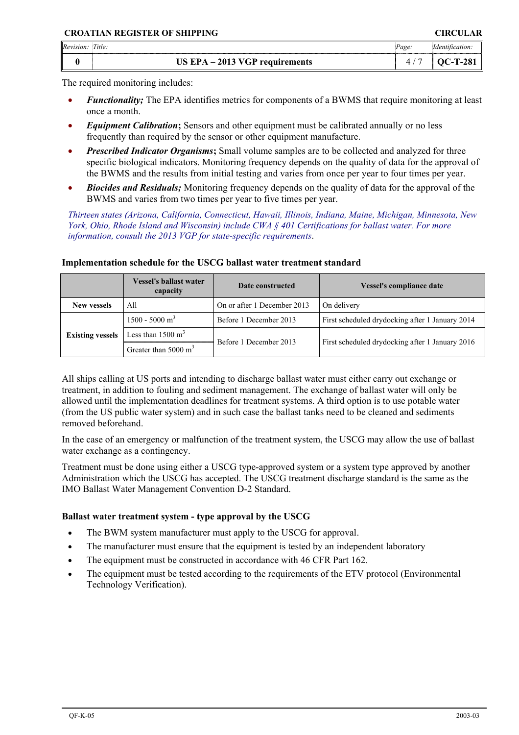The required monitoring includes:

- ***Functionality;*** The EPA identifies metrics for components of a BWMS that require monitoring at least once a month.
- ***Equipment Calibration*;** Sensors and other equipment must be calibrated annually or no less frequently than required by the sensor or other equipment manufacture.
- ***Prescribed Indicator Organisms*;** Small volume samples are to be collected and analyzed for three specific biological indicators. Monitoring frequency depends on the quality of data for the approval of the BWMS and the results from initial testing and varies from once per year to four times per year.
- ***Biocides and Residuals;*** Monitoring frequency depends on the quality of data for the approval of the BWMS and varies from two times per year to five times per year.

*Thirteen states (Arizona, California, Connecticut, Hawaii, Illinois, Indiana, Maine, Michigan, Minnesota, New York, Ohio, Rhode Island and Wisconsin) include CWA § 401 Certifications for ballast water. For more information, consult the 2013 VGP for state-specific requirements.*

**Implementation schedule for the USCG ballast water treatment standard**

| | Vessel's ballast water capacity | Date constructed | Vessel's compliance date |
|---|---|---|---|
| **New vessels** | All | On or after 1 December 2013 | On delivery |
| **Existing vessels** | 1500 - 5000 $m^3$ | Before 1 December 2013 | First scheduled drydocking after 1 January 2014 |
| | Less than 1500 $m^3$ | Before 1 December 2013 | First scheduled drydocking after 1 January 2016 |
| | Greater than 5000 $m^3$ | | |

All ships calling at US ports and intending to discharge ballast water must either carry out exchange or treatment, in addition to fouling and sediment management. The exchange of ballast water will only be allowed until the implementation deadlines for treatment systems. A third option is to use potable water (from the US public water system) and in such case the ballast tanks need to be cleaned and sediments removed beforehand.

In the case of an emergency or malfunction of the treatment system, the USCG may allow the use of ballast water exchange as a contingency.

Treatment must be done using either a USCG type-approved system or a system type approved by another Administration which the USCG has accepted. The USCG treatment discharge standard is the same as the IMO Ballast Water Management Convention D-2 Standard.

**Ballast water treatment system - type approval by the USCG**

- The BWM system manufacturer must apply to the USCG for approval.
- The manufacturer must ensure that the equipment is tested by an independent laboratory
- The equipment must be constructed in accordance with 46 CFR Part 162.
- The equipment must be tested according to the requirements of the ETV protocol (Environmental Technology Verification).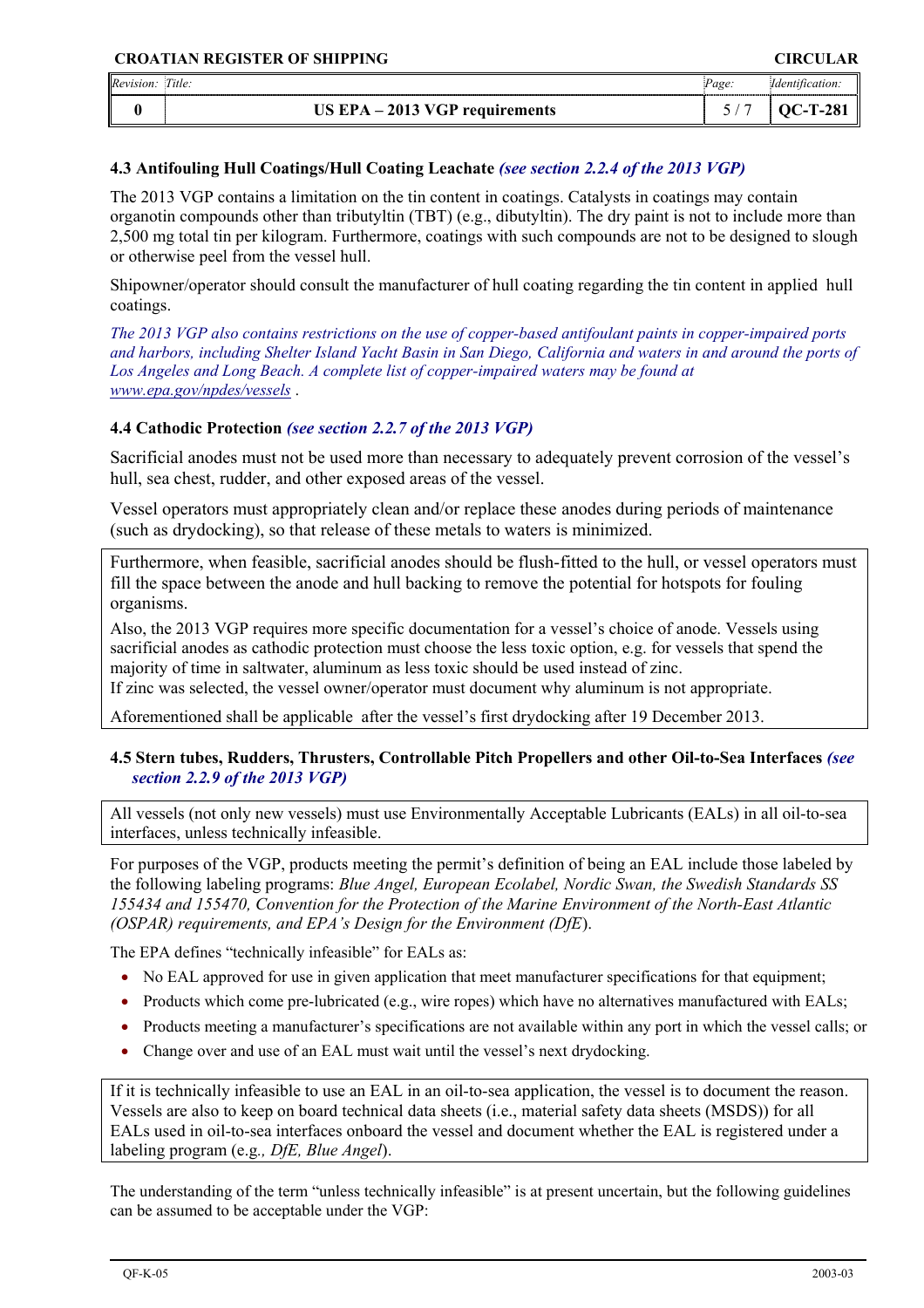### 4.3 Antifouling Hull Coatings/Hull Coating Leachate *(see section 2.2.4 of the 2013 VGP)*

The 2013 VGP contains a limitation on the tin content in coatings. Catalysts in coatings may contain organotin compounds other than tributyltin (TBT) (e.g., dibutyltin). The dry paint is not to include more than 2,500 mg total tin per kilogram. Furthermore, coatings with such compounds are not to be designed to slough or otherwise peel from the vessel hull.

Shipowner/operator should consult the manufacturer of hull coating regarding the tin content in applied hull coatings.

*The 2013 VGP also contains restrictions on the use of copper-based antifoulant paints in copper-impaired ports and harbors, including Shelter Island Yacht Basin in San Diego, California and waters in and around the ports of Los Angeles and Long Beach. A complete list of copper-impaired waters may be found at www.epa.gov/npdes/vessels* .

### 4.4 Cathodic Protection *(see section 2.2.7 of the 2013 VGP)*

Sacrificial anodes must not be used more than necessary to adequately prevent corrosion of the vessel's hull, sea chest, rudder, and other exposed areas of the vessel.

Vessel operators must appropriately clean and/or replace these anodes during periods of maintenance (such as drydocking), so that release of these metals to waters is minimized.

Furthermore, when feasible, sacrificial anodes should be flush-fitted to the hull, or vessel operators must fill the space between the anode and hull backing to remove the potential for hotspots for fouling organisms.

Also, the 2013 VGP requires more specific documentation for a vessel's choice of anode. Vessels using sacrificial anodes as cathodic protection must choose the less toxic option, e.g. for vessels that spend the majority of time in saltwater, aluminum as less toxic should be used instead of zinc.
If zinc was selected, the vessel owner/operator must document why aluminum is not appropriate.

Aforementioned shall be applicable after the vessel's first drydocking after 19 December 2013.

### 4.5 Stern tubes, Rudders, Thrusters, Controllable Pitch Propellers and other Oil-to-Sea Interfaces *(see section 2.2.9 of the 2013 VGP)*

All vessels (not only new vessels) must use Environmentally Acceptable Lubricants (EALs) in all oil-to-sea interfaces, unless technically infeasible.

For purposes of the VGP, products meeting the permit's definition of being an EAL include those labeled by the following labeling programs: *Blue Angel, European Ecolabel, Nordic Swan, the Swedish Standards SS 155434 and 155470, Convention for the Protection of the Marine Environment of the North-East Atlantic (OSPAR) requirements, and EPA's Design for the Environment (DfE*).

The EPA defines "technically infeasible" for EALs as:

- No EAL approved for use in given application that meet manufacturer specifications for that equipment;
- Products which come pre-lubricated (e.g., wire ropes) which have no alternatives manufactured with EALs;
- Products meeting a manufacturer's specifications are not available within any port in which the vessel calls; or
- Change over and use of an EAL must wait until the vessel's next drydocking.

If it is technically infeasible to use an EAL in an oil-to-sea application, the vessel is to document the reason. Vessels are also to keep on board technical data sheets (i.e., material safety data sheets (MSDS)) for all EALs used in oil-to-sea interfaces onboard the vessel and document whether the EAL is registered under a labeling program (e.g.*, DfE, Blue Angel*).

The understanding of the term "unless technically infeasible" is at present uncertain, but the following guidelines can be assumed to be acceptable under the VGP: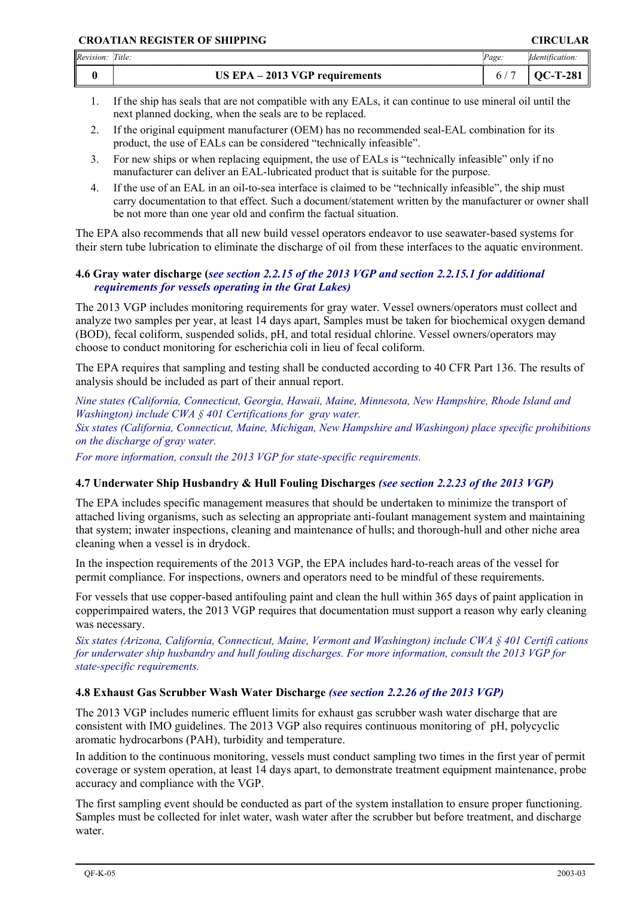1. If the ship has seals that are not compatible with any EALs, it can continue to use mineral oil until the next planned docking, when the seals are to be replaced.
2. If the original equipment manufacturer (OEM) has no recommended seal-EAL combination for its product, the use of EALs can be considered "technically infeasible".
3. For new ships or when replacing equipment, the use of EALs is "technically infeasible" only if no manufacturer can deliver an EAL-lubricated product that is suitable for the purpose.
4. If the use of an EAL in an oil-to-sea interface is claimed to be "technically infeasible", the ship must carry documentation to that effect. Such a document/statement written by the manufacturer or owner shall be not more than one year old and confirm the factual situation.

The EPA also recommends that all new build vessel operators endeavor to use seawater-based systems for their stern tube lubrication to eliminate the discharge of oil from these interfaces to the aquatic environment.

### 4.6 Gray water discharge (*see section 2.2.15 of the 2013 VGP and section 2.2.15.1 for additional requirements for vessels operating in the Grat Lakes)*

The 2013 VGP includes monitoring requirements for gray water. Vessel owners/operators must collect and analyze two samples per year, at least 14 days apart, Samples must be taken for biochemical oxygen demand (BOD), fecal coliform, suspended solids, pH, and total residual chlorine. Vessel owners/operators may choose to conduct monitoring for escherichia coli in lieu of fecal coliform.

The EPA requires that sampling and testing shall be conducted according to 40 CFR Part 136. The results of analysis should be included as part of their annual report.

*Nine states (California, Connecticut, Georgia, Hawaii, Maine, Minnesota, New Hampshire, Rhode Island and Washington) include CWA § 401 Certifications for gray water.*
*Six states (California, Connecticut, Maine, Michigan, New Hampshire and Washingon) place specific prohibitions on the discharge of gray water.*

*For more information, consult the 2013 VGP for state-specific requirements.*

### 4.7 Underwater Ship Husbandry & Hull Fouling Discharges *(see section 2.2.23 of the 2013 VGP)*

The EPA includes specific management measures that should be undertaken to minimize the transport of attached living organisms, such as selecting an appropriate anti-foulant management system and maintaining that system; inwater inspections, cleaning and maintenance of hulls; and thorough-hull and other niche area cleaning when a vessel is in drydock.

In the inspection requirements of the 2013 VGP, the EPA includes hard-to-reach areas of the vessel for permit compliance. For inspections, owners and operators need to be mindful of these requirements.

For vessels that use copper-based antifouling paint and clean the hull within 365 days of paint application in copperimpaired waters, the 2013 VGP requires that documentation must support a reason why early cleaning was necessary.

*Six states (Arizona, California, Connecticut, Maine, Vermont and Washington) include CWA § 401 Certifi cations for underwater ship husbandry and hull fouling discharges. For more information, consult the 2013 VGP for state-specific requirements.*

### 4.8 Exhaust Gas Scrubber Wash Water Discharge *(see section 2.2.26 of the 2013 VGP)*

The 2013 VGP includes numeric effluent limits for exhaust gas scrubber wash water discharge that are consistent with IMO guidelines. The 2013 VGP also requires continuous monitoring of pH, polycyclic aromatic hydrocarbons (PAH), turbidity and temperature.

In addition to the continuous monitoring, vessels must conduct sampling two times in the first year of permit coverage or system operation, at least 14 days apart, to demonstrate treatment equipment maintenance, probe accuracy and compliance with the VGP.

The first sampling event should be conducted as part of the system installation to ensure proper functioning. Samples must be collected for inlet water, wash water after the scrubber but before treatment, and discharge water.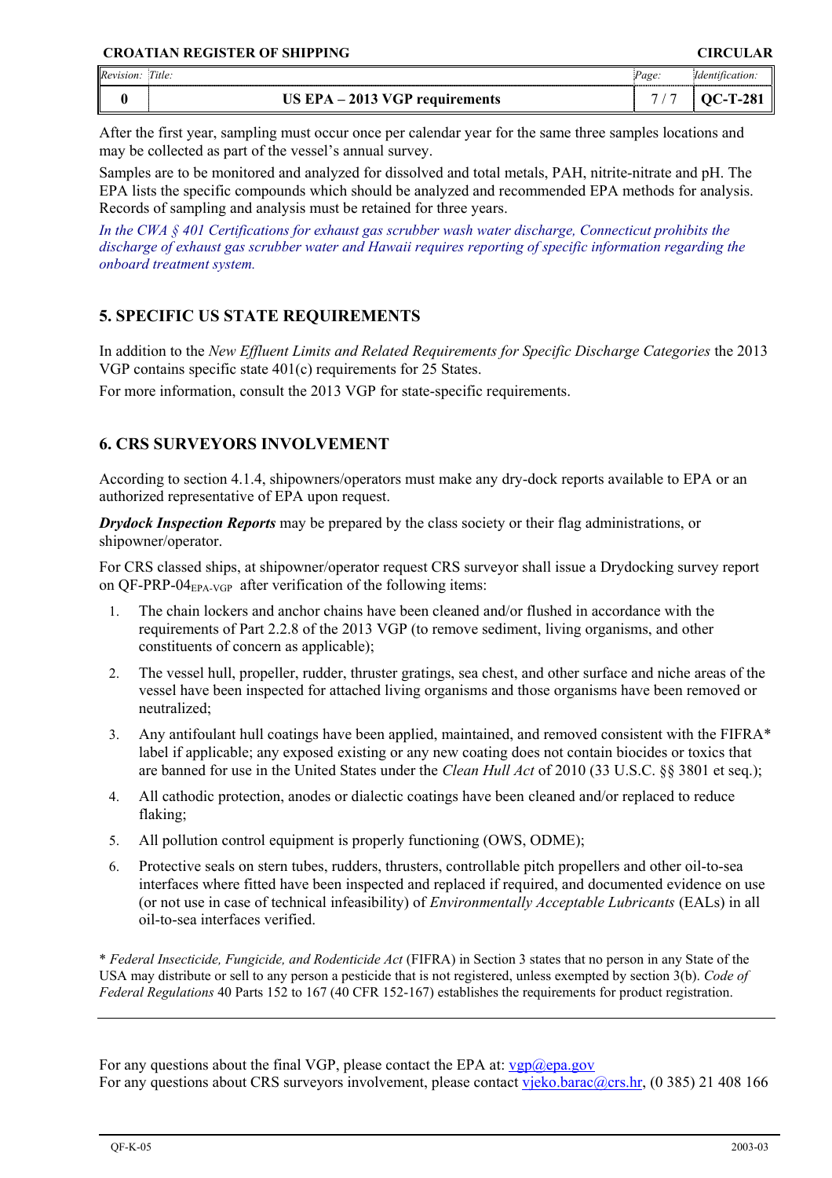After the first year, sampling must occur once per calendar year for the same three samples locations and may be collected as part of the vessel's annual survey.

Samples are to be monitored and analyzed for dissolved and total metals, PAH, nitrite-nitrate and pH. The EPA lists the specific compounds which should be analyzed and recommended EPA methods for analysis. Records of sampling and analysis must be retained for three years.

*In the CWA § 401 Certifications for exhaust gas scrubber wash water discharge, Connecticut prohibits the discharge of exhaust gas scrubber water and Hawaii requires reporting of specific information regarding the onboard treatment system.*

## 5. SPECIFIC US STATE REQUIREMENTS

In addition to the *New Effluent Limits and Related Requirements for Specific Discharge Categories* the 2013 VGP contains specific state 401(c) requirements for 25 States.

For more information, consult the 2013 VGP for state-specific requirements.

## 6. CRS SURVEYORS INVOLVEMENT

According to section 4.1.4, shipowners/operators must make any dry-dock reports available to EPA or an authorized representative of EPA upon request.

***Drydock Inspection Reports*** may be prepared by the class society or their flag administrations, or shipowner/operator.

For CRS classed ships, at shipowner/operator request CRS surveyor shall issue a Drydocking survey report on QF-PRP-04$_{EPA\text{-}VGP}$ after verification of the following items:

1. The chain lockers and anchor chains have been cleaned and/or flushed in accordance with the requirements of Part 2.2.8 of the 2013 VGP (to remove sediment, living organisms, and other constituents of concern as applicable);
2. The vessel hull, propeller, rudder, thruster gratings, sea chest, and other surface and niche areas of the vessel have been inspected for attached living organisms and those organisms have been removed or neutralized;
3. Any antifoulant hull coatings have been applied, maintained, and removed consistent with the FIFRA* label if applicable; any exposed existing or any new coating does not contain biocides or toxics that are banned for use in the United States under the *Clean Hull Act* of 2010 (33 U.S.C. §§ 3801 et seq.);
4. All cathodic protection, anodes or dialectic coatings have been cleaned and/or replaced to reduce flaking;
5. All pollution control equipment is properly functioning (OWS, ODME);
6. Protective seals on stern tubes, rudders, thrusters, controllable pitch propellers and other oil-to-sea interfaces where fitted have been inspected and replaced if required, and documented evidence on use (or not use in case of technical infeasibility) of *Environmentally Acceptable Lubricants* (EALs) in all oil-to-sea interfaces verified.

\* *Federal Insecticide, Fungicide, and Rodenticide Act* (FIFRA) in Section 3 states that no person in any State of the USA may distribute or sell to any person a pesticide that is not registered, unless exempted by section 3(b). *Code of Federal Regulations* 40 Parts 152 to 167 (40 CFR 152-167) establishes the requirements for product registration.

---

For any questions about the final VGP, please contact the EPA at: vgp@epa.gov
For any questions about CRS surveyors involvement, please contact vjeko.barac@crs.hr, (0 385) 21 408 166